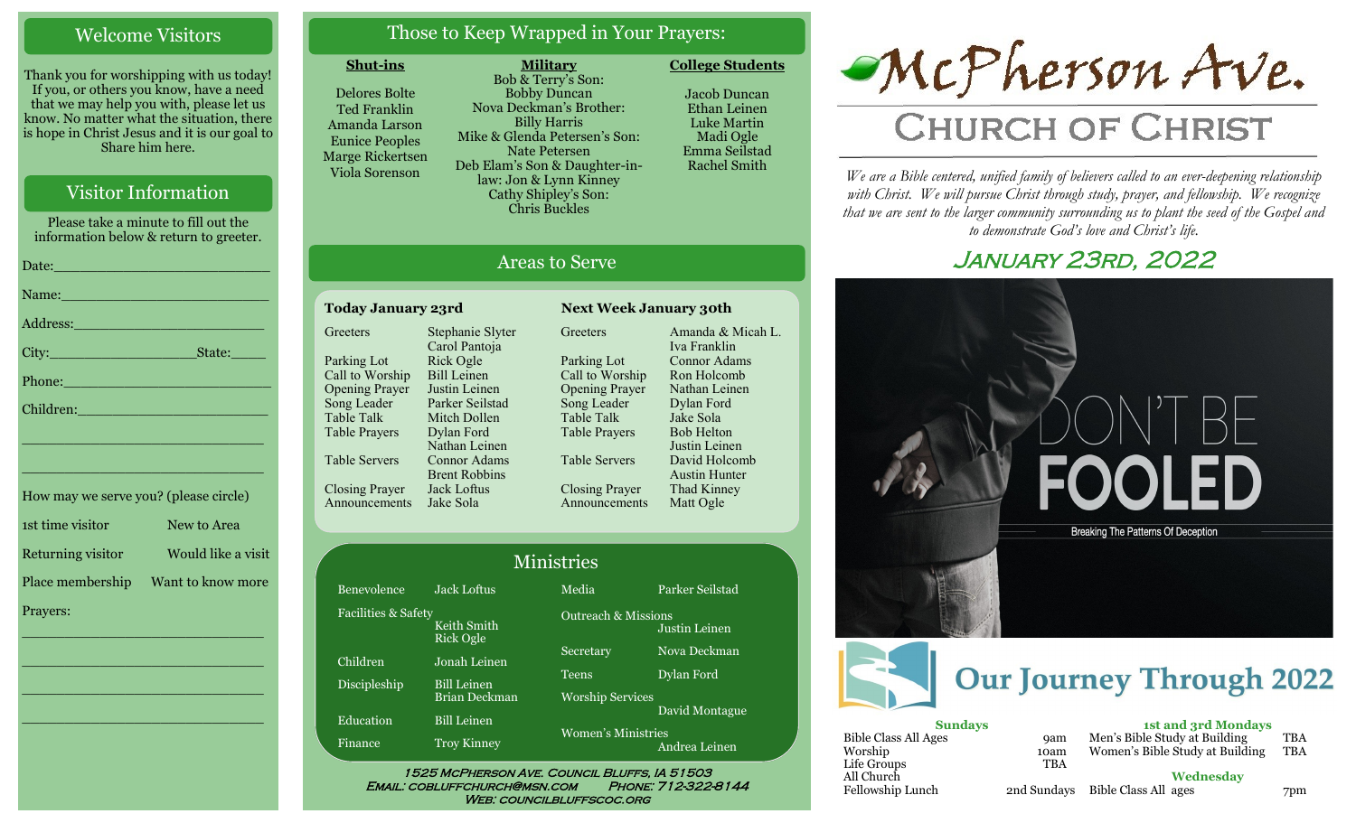## Welcome Visitors

Thank you for worshipping with us today! If you, or others you know, have a need that we may help you with, please let us know. No matter what the situation, there is hope in Christ Jesus and it is our goal to Share him here.

## Visitor Information

Please take a minute to fill out the information below & return to greeter.

Date:___________________________

Name:__________________________

Address:________________________

City:___________________State:_____

Phone:__________________________

Children:________________________

________________________________

________________________________

How may we serve you? (please circle)

| | |
|---|---|
| 1st time visitor | New to Area |
| Returning visitor | Would like a visit |
| Place membership | Want to know more |

Prayers:

________________________________

________________________________

________________________________

________________________________

## Those to Keep Wrapped in Your Prayers:

**Shut-ins**

Delores Bolte
Ted Franklin
Amanda Larson
Eunice Peoples
Marge Rickertsen
Viola Sorenson

**Military**

Bob & Terry's Son: Bobby Duncan
Nova Deckman's Brother: Billy Harris
Mike & Glenda Petersen's Son: Nate Petersen
Deb Elam's Son & Daughter-in-law: Jon & Lynn Kinney
Cathy Shipley's Son: Chris Buckles

**College Students**

Jacob Duncan
Ethan Leinen
Luke Martin
Madi Ogle
Emma Seilstad
Rachel Smith

## Areas to Serve

**Today January 23rd**

| | |
|---|---|
| Greeters | Stephanie Slyter, Carol Pantoja |
| Parking Lot | Rick Ogle |
| Call to Worship | Bill Leinen |
| Opening Prayer | Justin Leinen |
| Song Leader | Parker Seilstad |
| Table Talk | Mitch Dollen |
| Table Prayers | Dylan Ford, Nathan Leinen |
| Table Servers | Connor Adams, Brent Robbins |
| Closing Prayer | Jack Loftus |
| Announcements | Jake Sola |

**Next Week January 30th**

| | |
|---|---|
| Greeters | Amanda & Micah L., Iva Franklin |
| Parking Lot | Connor Adams |
| Call to Worship | Ron Holcomb |
| Opening Prayer | Nathan Leinen |
| Song Leader | Dylan Ford |
| Table Talk | Jake Sola |
| Table Prayers | Bob Helton, Justin Leinen |
| Table Servers | David Holcomb, Austin Hunter |
| Closing Prayer | Thad Kinney |
| Announcements | Matt Ogle |

## Ministries

| | |
|---|---|
| Benevolence | Jack Loftus |
| Facilities & Safety | Keith Smith, Rick Ogle |
| Children | Jonah Leinen |
| Discipleship | Bill Leinen, Brian Deckman |
| Education | Bill Leinen |
| Finance | Troy Kinney |
| Media | Parker Seilstad |
| Outreach & Missions | Justin Leinen |
| Secretary | Nova Deckman |
| Teens | Dylan Ford |
| Worship Services | David Montague |
| Women's Ministries | Andrea Leinen |

1525 McPherson Ave. Council Bluffs, IA 51503
Email: cobluffchurch@msn.com Phone: 712-322-8144
Web: councilbluffscoc.org

# McPherson Ave.
# Church of Christ

*We are a Bible centered, unified family of believers called to an ever-deepening relationship with Christ. We will pursue Christ through study, prayer, and fellowship. We recognize that we are sent to the larger community surrounding us to plant the seed of the Gospel and to demonstrate God's love and Christ's life.*

## January 23rd, 2022

DON'T BE FOOLED
Breaking The Patterns Of Deception

## Our Journey Through 2022

**Sundays**

| | |
|---|---|
| Bible Class All Ages | 9am |
| Worship | 10am |
| Life Groups | TBA |
| All Church Fellowship Lunch | 2nd Sundays |

**1st and 3rd Mondays**

| | |
|---|---|
| Men's Bible Study at Building | TBA |
| Women's Bible Study at Building | TBA |

**Wednesday**

| | |
|---|---|
| Bible Class All ages | 7pm |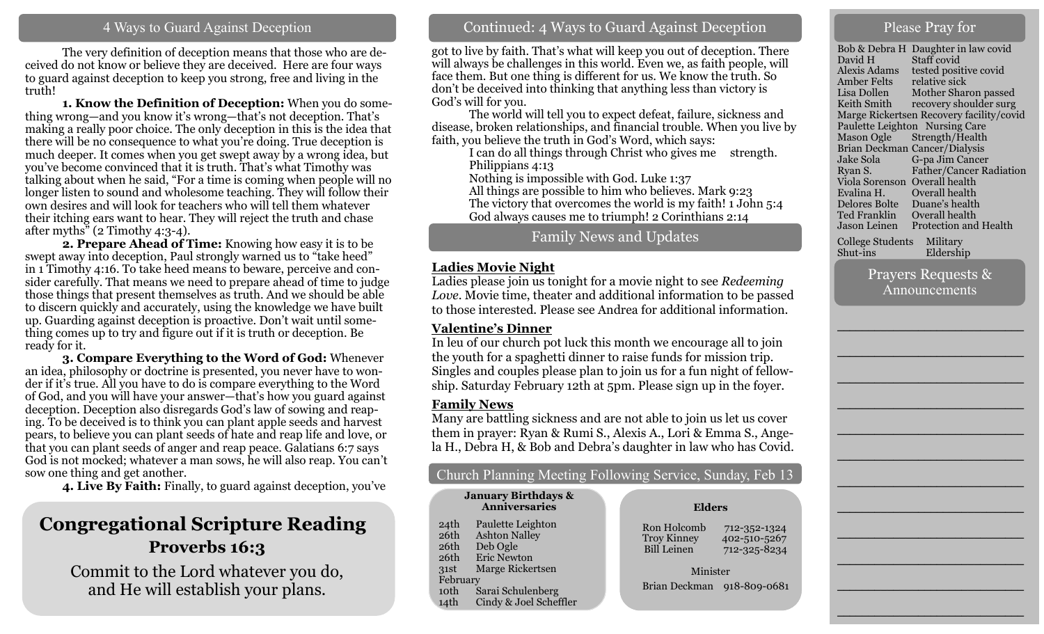## 4 Ways to Guard Against Deception

The very definition of deception means that those who are deceived do not know or believe they are deceived. Here are four ways to guard against deception to keep you strong, free and living in the truth!

**1. Know the Definition of Deception:** When you do something wrong—and you know it's wrong—that's not deception. That's making a really poor choice. The only deception in this is the idea that there will be no consequence to what you're doing. True deception is much deeper. It comes when you get swept away by a wrong idea, but you've become convinced that it is truth. That's what Timothy was talking about when he said, "For a time is coming when people will no longer listen to sound and wholesome teaching. They will follow their own desires and will look for teachers who will tell them whatever their itching ears want to hear. They will reject the truth and chase after myths" (2 Timothy 4:3-4).

**2. Prepare Ahead of Time:** Knowing how easy it is to be swept away into deception, Paul strongly warned us to "take heed" in 1 Timothy 4:16. To take heed means to beware, perceive and consider carefully. That means we need to prepare ahead of time to judge those things that present themselves as truth. And we should be able to discern quickly and accurately, using the knowledge we have built up. Guarding against deception is proactive. Don't wait until something comes up to try and figure out if it is truth or deception. Be ready for it.

**3. Compare Everything to the Word of God:** Whenever an idea, philosophy or doctrine is presented, you never have to wonder if it's true. All you have to do is compare everything to the Word of God, and you will have your answer—that's how you guard against deception. Deception also disregards God's law of sowing and reaping. To be deceived is to think you can plant apple seeds and harvest pears, to believe you can plant seeds of hate and reap life and love, or that you can plant seeds of anger and reap peace. Galatians 6:7 says God is not mocked; whatever a man sows, he will also reap. You can't sow one thing and get another.

**4. Live By Faith:** Finally, to guard against deception, you've got to live by faith. That's what will keep you out of deception. There will always be challenges in this world. Even we, as faith people, will face them. But one thing is different for us. We know the truth. So don't be deceived into thinking that anything less than victory is God's will for you.

The world will tell you to expect defeat, failure, sickness and disease, broken relationships, and financial trouble. When you live by faith, you believe the truth in God's Word, which says:

I can do all things through Christ who gives me strength. Philippians 4:13
Nothing is impossible with God. Luke 1:37
All things are possible to him who believes. Mark 9:23
The victory that overcomes the world is my faith! 1 John 5:4
God always causes me to triumph! 2 Corinthians 2:14

## Congregational Scripture Reading
### Proverbs 16:3

Commit to the Lord whatever you do,
and He will establish your plans.

## Family News and Updates

**Ladies Movie Night**

Ladies please join us tonight for a movie night to see *Redeeming Love*. Movie time, theater and additional information to be passed to those interested. Please see Andrea for additional information.

**Valentine's Dinner**

In leu of our church pot luck this month we encourage all to join the youth for a spaghetti dinner to raise funds for mission trip. Singles and couples please plan to join us for a fun night of fellowship. Saturday February 12th at 5pm. Please sign up in the foyer.

**Family News**

Many are battling sickness and are not able to join us let us cover them in prayer: Ryan & Rumi S., Alexis A., Lori & Emma S., Angela H., Debra H, & Bob and Debra's daughter in law who has Covid.

## Church Planning Meeting Following Service, Sunday, Feb 13

**January Birthdays & Anniversaries**

24th Paulette Leighton
26th Ashton Nalley
26th Deb Ogle
26th Eric Newton
31st Marge Rickertsen
February
10th Sarai Schulenberg
14th Cindy & Joel Scheffler

**Elders**

Ron Holcomb 712-352-1324
Troy Kinney 402-510-5267
Bill Leinen 712-325-8234

Minister
Brian Deckman 918-809-0681

## Please Pray for

| | |
|---|---|
| Bob & Debra H | Daughter in law covid |
| David H | Staff covid |
| Alexis Adams | tested positive covid |
| Amber Felts | relative sick |
| Lisa Dollen | Mother Sharon passed |
| Keith Smith | recovery shoulder surg |
| Marge Rickertsen | Recovery facility/covid |
| Paulette Leighton | Nursing Care |
| Mason Ogle | Strength/Health |
| Brian Deckman | Cancer/Dialysis |
| Jake Sola | G-pa Jim Cancer |
| Ryan S. | Father/Cancer Radiation |
| Viola Sorenson | Overall health |
| Evalina H. | Overall health |
| Delores Bolte | Duane's health |
| Ted Franklin | Overall health |
| Jason Leinen | Protection and Health |
| College Students | Military |
| Shut-ins | Eldership |

## Prayers Requests & Announcements

______________________________

______________________________

______________________________

______________________________

______________________________

______________________________

______________________________

______________________________

______________________________

______________________________

______________________________

______________________________